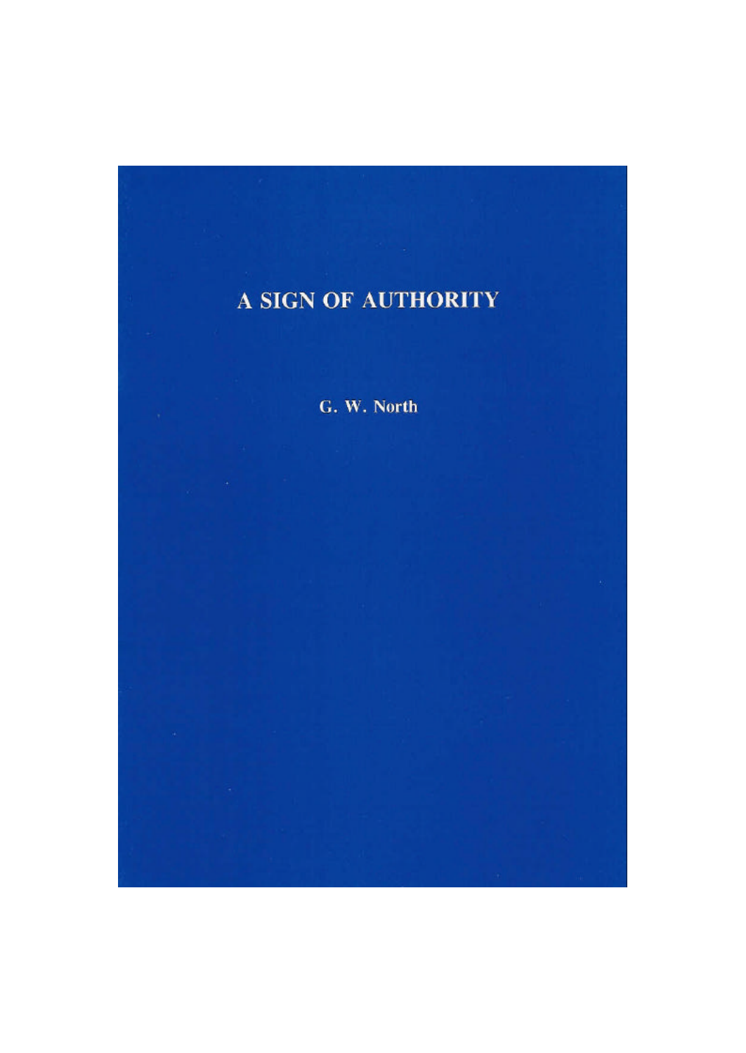# A SIGN OF AUTHORITY

G. W. North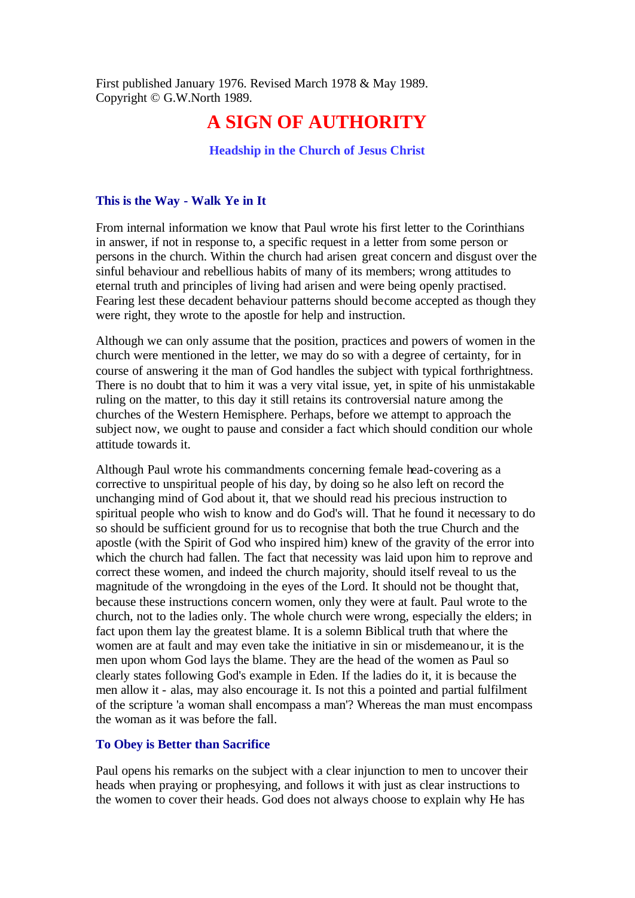First published January 1976. Revised March 1978 & May 1989.
Copyright © G.W.North 1989.

# A SIGN OF AUTHORITY

### Headship in the Church of Jesus Christ

## This is the Way - Walk Ye in It

From internal information we know that Paul wrote his first letter to the Corinthians in answer, if not in response to, a specific request in a letter from some person or persons in the church. Within the church had arisen great concern and disgust over the sinful behaviour and rebellious habits of many of its members; wrong attitudes to eternal truth and principles of living had arisen and were being openly practised. Fearing lest these decadent behaviour patterns should become accepted as though they were right, they wrote to the apostle for help and instruction.

Although we can only assume that the position, practices and powers of women in the church were mentioned in the letter, we may do so with a degree of certainty, for in course of answering it the man of God handles the subject with typical forthrightness. There is no doubt that to him it was a very vital issue, yet, in spite of his unmistakable ruling on the matter, to this day it still retains its controversial nature among the churches of the Western Hemisphere. Perhaps, before we attempt to approach the subject now, we ought to pause and consider a fact which should condition our whole attitude towards it.

Although Paul wrote his commandments concerning female head-covering as a corrective to unspiritual people of his day, by doing so he also left on record the unchanging mind of God about it, that we should read his precious instruction to spiritual people who wish to know and do God's will. That he found it necessary to do so should be sufficient ground for us to recognise that both the true Church and the apostle (with the Spirit of God who inspired him) knew of the gravity of the error into which the church had fallen. The fact that necessity was laid upon him to reprove and correct these women, and indeed the church majority, should itself reveal to us the magnitude of the wrongdoing in the eyes of the Lord. It should not be thought that, because these instructions concern women, only they were at fault. Paul wrote to the church, not to the ladies only. The whole church were wrong, especially the elders; in fact upon them lay the greatest blame. It is a solemn Biblical truth that where the women are at fault and may even take the initiative in sin or misdemeanour, it is the men upon whom God lays the blame. They are the head of the women as Paul so clearly states following God's example in Eden. If the ladies do it, it is because the men allow it - alas, may also encourage it. Is not this a pointed and partial fulfilment of the scripture 'a woman shall encompass a man'? Whereas the man must encompass the woman as it was before the fall.

## To Obey is Better than Sacrifice

Paul opens his remarks on the subject with a clear injunction to men to uncover their heads when praying or prophesying, and follows it with just as clear instructions to the women to cover their heads. God does not always choose to explain why He has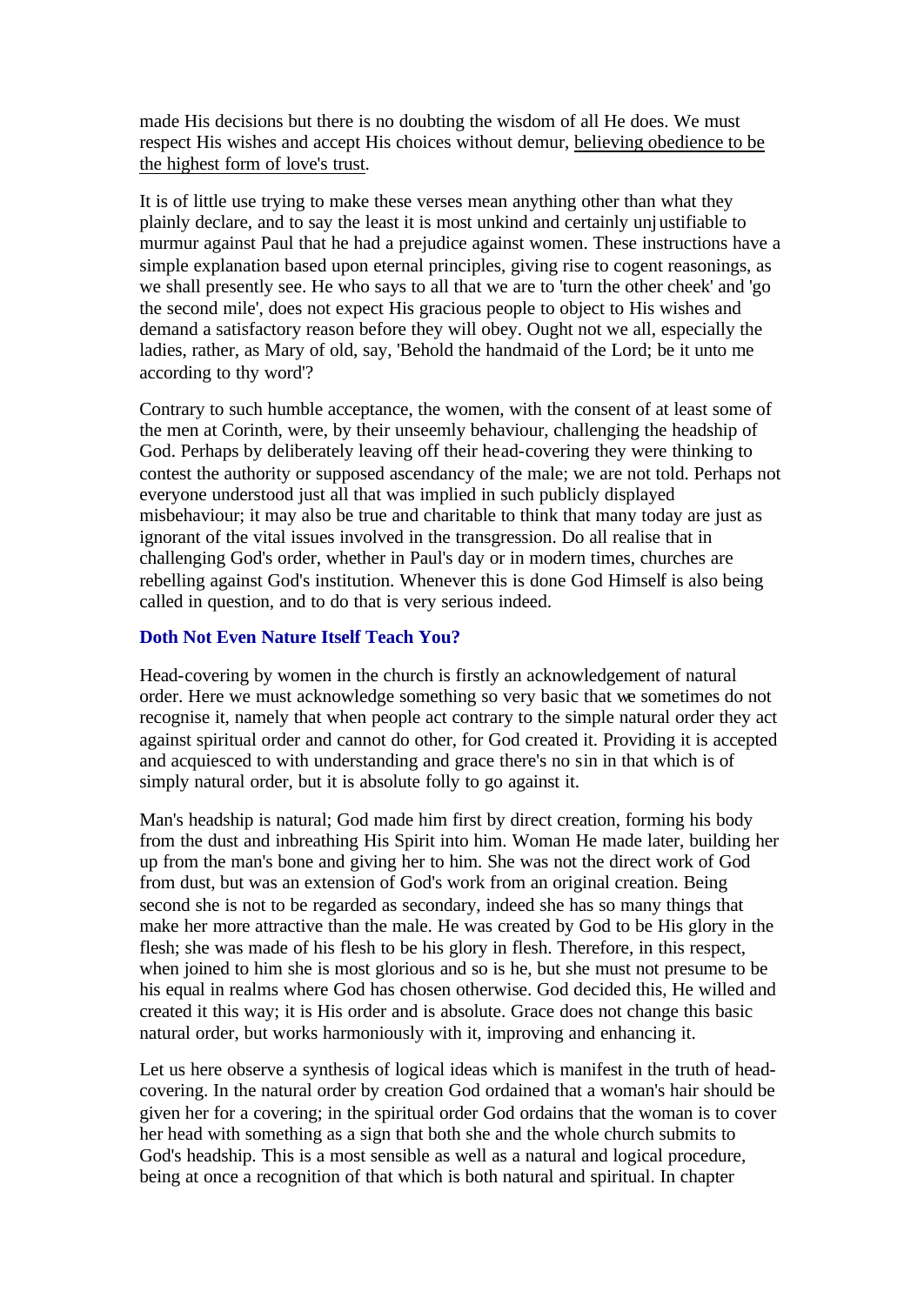made His decisions but there is no doubting the wisdom of all He does. We must respect His wishes and accept His choices without demur, believing obedience to be the highest form of love's trust.

It is of little use trying to make these verses mean anything other than what they plainly declare, and to say the least it is most unkind and certainly unjustifiable to murmur against Paul that he had a prejudice against women. These instructions have a simple explanation based upon eternal principles, giving rise to cogent reasonings, as we shall presently see. He who says to all that we are to 'turn the other cheek' and 'go the second mile', does not expect His gracious people to object to His wishes and demand a satisfactory reason before they will obey. Ought not we all, especially the ladies, rather, as Mary of old, say, 'Behold the handmaid of the Lord; be it unto me according to thy word'?

Contrary to such humble acceptance, the women, with the consent of at least some of the men at Corinth, were, by their unseemly behaviour, challenging the headship of God. Perhaps by deliberately leaving off their head-covering they were thinking to contest the authority or supposed ascendancy of the male; we are not told. Perhaps not everyone understood just all that was implied in such publicly displayed misbehaviour; it may also be true and charitable to think that many today are just as ignorant of the vital issues involved in the transgression. Do all realise that in challenging God's order, whether in Paul's day or in modern times, churches are rebelling against God's institution. Whenever this is done God Himself is also being called in question, and to do that is very serious indeed.

### Doth Not Even Nature Itself Teach You?

Head-covering by women in the church is firstly an acknowledgement of natural order. Here we must acknowledge something so very basic that we sometimes do not recognise it, namely that when people act contrary to the simple natural order they act against spiritual order and cannot do other, for God created it. Providing it is accepted and acquiesced to with understanding and grace there's no sin in that which is of simply natural order, but it is absolute folly to go against it.

Man's headship is natural; God made him first by direct creation, forming his body from the dust and inbreathing His Spirit into him. Woman He made later, building her up from the man's bone and giving her to him. She was not the direct work of God from dust, but was an extension of God's work from an original creation. Being second she is not to be regarded as secondary, indeed she has so many things that make her more attractive than the male. He was created by God to be His glory in the flesh; she was made of his flesh to be his glory in flesh. Therefore, in this respect, when joined to him she is most glorious and so is he, but she must not presume to be his equal in realms where God has chosen otherwise. God decided this, He willed and created it this way; it is His order and is absolute. Grace does not change this basic natural order, but works harmoniously with it, improving and enhancing it.

Let us here observe a synthesis of logical ideas which is manifest in the truth of head-covering. In the natural order by creation God ordained that a woman's hair should be given her for a covering; in the spiritual order God ordains that the woman is to cover her head with something as a sign that both she and the whole church submits to God's headship. This is a most sensible as well as a natural and logical procedure, being at once a recognition of that which is both natural and spiritual. In chapter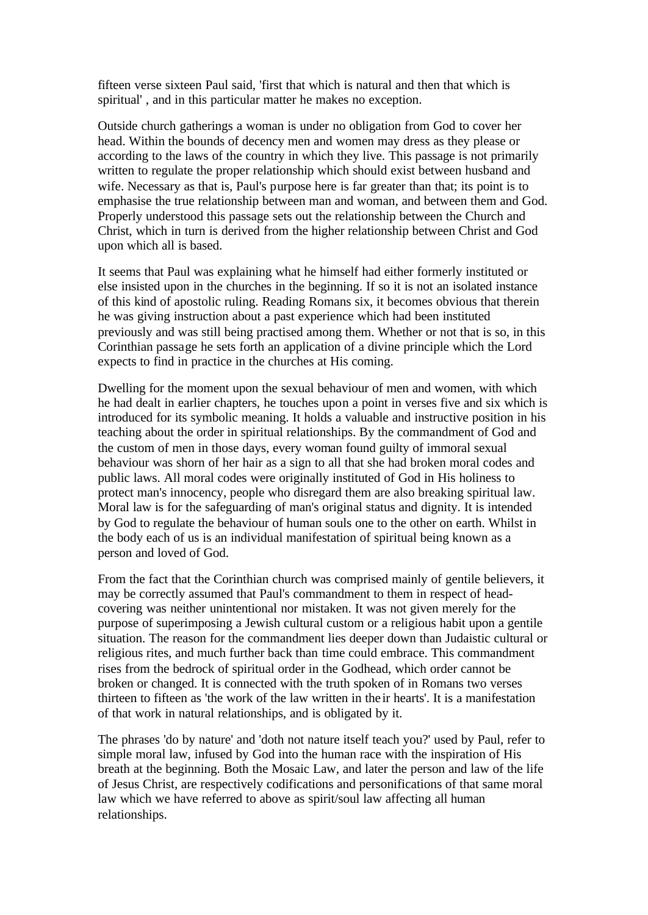fifteen verse sixteen Paul said, 'first that which is natural and then that which is spiritual' , and in this particular matter he makes no exception.

Outside church gatherings a woman is under no obligation from God to cover her head. Within the bounds of decency men and women may dress as they please or according to the laws of the country in which they live. This passage is not primarily written to regulate the proper relationship which should exist between husband and wife. Necessary as that is, Paul's purpose here is far greater than that; its point is to emphasise the true relationship between man and woman, and between them and God. Properly understood this passage sets out the relationship between the Church and Christ, which in turn is derived from the higher relationship between Christ and God upon which all is based.

It seems that Paul was explaining what he himself had either formerly instituted or else insisted upon in the churches in the beginning. If so it is not an isolated instance of this kind of apostolic ruling. Reading Romans six, it becomes obvious that therein he was giving instruction about a past experience which had been instituted previously and was still being practised among them. Whether or not that is so, in this Corinthian passage he sets forth an application of a divine principle which the Lord expects to find in practice in the churches at His coming.

Dwelling for the moment upon the sexual behaviour of men and women, with which he had dealt in earlier chapters, he touches upon a point in verses five and six which is introduced for its symbolic meaning. It holds a valuable and instructive position in his teaching about the order in spiritual relationships. By the commandment of God and the custom of men in those days, every woman found guilty of immoral sexual behaviour was shorn of her hair as a sign to all that she had broken moral codes and public laws. All moral codes were originally instituted of God in His holiness to protect man's innocency, people who disregard them are also breaking spiritual law. Moral law is for the safeguarding of man's original status and dignity. It is intended by God to regulate the behaviour of human souls one to the other on earth. Whilst in the body each of us is an individual manifestation of spiritual being known as a person and loved of God.

From the fact that the Corinthian church was comprised mainly of gentile believers, it may be correctly assumed that Paul's commandment to them in respect of head-covering was neither unintentional nor mistaken. It was not given merely for the purpose of superimposing a Jewish cultural custom or a religious habit upon a gentile situation. The reason for the commandment lies deeper down than Judaistic cultural or religious rites, and much further back than time could embrace. This commandment rises from the bedrock of spiritual order in the Godhead, which order cannot be broken or changed. It is connected with the truth spoken of in Romans two verses thirteen to fifteen as 'the work of the law written in their hearts'. It is a manifestation of that work in natural relationships, and is obligated by it.

The phrases 'do by nature' and 'doth not nature itself teach you?' used by Paul, refer to simple moral law, infused by God into the human race with the inspiration of His breath at the beginning. Both the Mosaic Law, and later the person and law of the life of Jesus Christ, are respectively codifications and personifications of that same moral law which we have referred to above as spirit/soul law affecting all human relationships.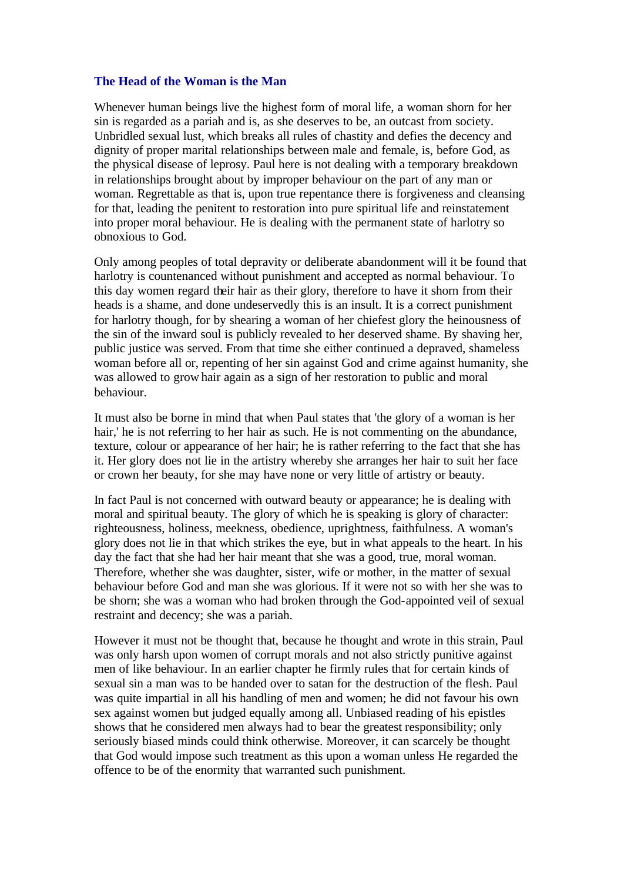### The Head of the Woman is the Man

Whenever human beings live the highest form of moral life, a woman shorn for her sin is regarded as a pariah and is, as she deserves to be, an outcast from society. Unbridled sexual lust, which breaks all rules of chastity and defies the decency and dignity of proper marital relationships between male and female, is, before God, as the physical disease of leprosy. Paul here is not dealing with a temporary breakdown in relationships brought about by improper behaviour on the part of any man or woman. Regrettable as that is, upon true repentance there is forgiveness and cleansing for that, leading the penitent to restoration into pure spiritual life and reinstatement into proper moral behaviour. He is dealing with the permanent state of harlotry so obnoxious to God.

Only among peoples of total depravity or deliberate abandonment will it be found that harlotry is countenanced without punishment and accepted as normal behaviour. To this day women regard their hair as their glory, therefore to have it shorn from their heads is a shame, and done undeservedly this is an insult. It is a correct punishment for harlotry though, for by shearing a woman of her chiefest glory the heinousness of the sin of the inward soul is publicly revealed to her deserved shame. By shaving her, public justice was served. From that time she either continued a depraved, shameless woman before all or, repenting of her sin against God and crime against humanity, she was allowed to grow hair again as a sign of her restoration to public and moral behaviour.

It must also be borne in mind that when Paul states that 'the glory of a woman is her hair,' he is not referring to her hair as such. He is not commenting on the abundance, texture, colour or appearance of her hair; he is rather referring to the fact that she has it. Her glory does not lie in the artistry whereby she arranges her hair to suit her face or crown her beauty, for she may have none or very little of artistry or beauty.

In fact Paul is not concerned with outward beauty or appearance; he is dealing with moral and spiritual beauty. The glory of which he is speaking is glory of character: righteousness, holiness, meekness, obedience, uprightness, faithfulness. A woman's glory does not lie in that which strikes the eye, but in what appeals to the heart. In his day the fact that she had her hair meant that she was a good, true, moral woman. Therefore, whether she was daughter, sister, wife or mother, in the matter of sexual behaviour before God and man she was glorious. If it were not so with her she was to be shorn; she was a woman who had broken through the God-appointed veil of sexual restraint and decency; she was a pariah.

However it must not be thought that, because he thought and wrote in this strain, Paul was only harsh upon women of corrupt morals and not also strictly punitive against men of like behaviour. In an earlier chapter he firmly rules that for certain kinds of sexual sin a man was to be handed over to satan for the destruction of the flesh. Paul was quite impartial in all his handling of men and women; he did not favour his own sex against women but judged equally among all. Unbiased reading of his epistles shows that he considered men always had to bear the greatest responsibility; only seriously biased minds could think otherwise. Moreover, it can scarcely be thought that God would impose such treatment as this upon a woman unless He regarded the offence to be of the enormity that warranted such punishment.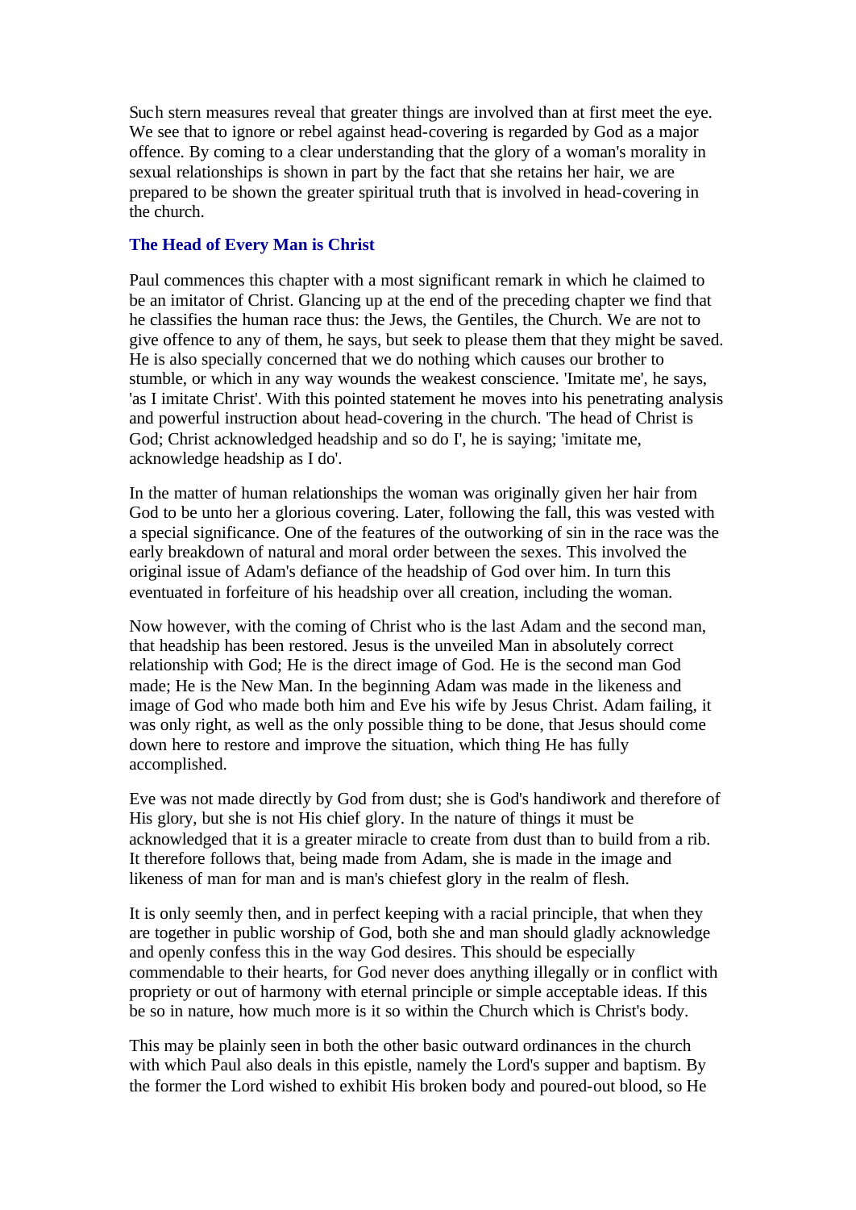Such stern measures reveal that greater things are involved than at first meet the eye. We see that to ignore or rebel against head-covering is regarded by God as a major offence. By coming to a clear understanding that the glory of a woman's morality in sexual relationships is shown in part by the fact that she retains her hair, we are prepared to be shown the greater spiritual truth that is involved in head-covering in the church.

### The Head of Every Man is Christ

Paul commences this chapter with a most significant remark in which he claimed to be an imitator of Christ. Glancing up at the end of the preceding chapter we find that he classifies the human race thus: the Jews, the Gentiles, the Church. We are not to give offence to any of them, he says, but seek to please them that they might be saved. He is also specially concerned that we do nothing which causes our brother to stumble, or which in any way wounds the weakest conscience. 'Imitate me', he says, 'as I imitate Christ'. With this pointed statement he moves into his penetrating analysis and powerful instruction about head-covering in the church. 'The head of Christ is God; Christ acknowledged headship and so do I', he is saying; 'imitate me, acknowledge headship as I do'.

In the matter of human relationships the woman was originally given her hair from God to be unto her a glorious covering. Later, following the fall, this was vested with a special significance. One of the features of the outworking of sin in the race was the early breakdown of natural and moral order between the sexes. This involved the original issue of Adam's defiance of the headship of God over him. In turn this eventuated in forfeiture of his headship over all creation, including the woman.

Now however, with the coming of Christ who is the last Adam and the second man, that headship has been restored. Jesus is the unveiled Man in absolutely correct relationship with God; He is the direct image of God. He is the second man God made; He is the New Man. In the beginning Adam was made in the likeness and image of God who made both him and Eve his wife by Jesus Christ. Adam failing, it was only right, as well as the only possible thing to be done, that Jesus should come down here to restore and improve the situation, which thing He has fully accomplished.

Eve was not made directly by God from dust; she is God's handiwork and therefore of His glory, but she is not His chief glory. In the nature of things it must be acknowledged that it is a greater miracle to create from dust than to build from a rib. It therefore follows that, being made from Adam, she is made in the image and likeness of man for man and is man's chiefest glory in the realm of flesh.

It is only seemly then, and in perfect keeping with a racial principle, that when they are together in public worship of God, both she and man should gladly acknowledge and openly confess this in the way God desires. This should be especially commendable to their hearts, for God never does anything illegally or in conflict with propriety or out of harmony with eternal principle or simple acceptable ideas. If this be so in nature, how much more is it so within the Church which is Christ's body.

This may be plainly seen in both the other basic outward ordinances in the church with which Paul also deals in this epistle, namely the Lord's supper and baptism. By the former the Lord wished to exhibit His broken body and poured-out blood, so He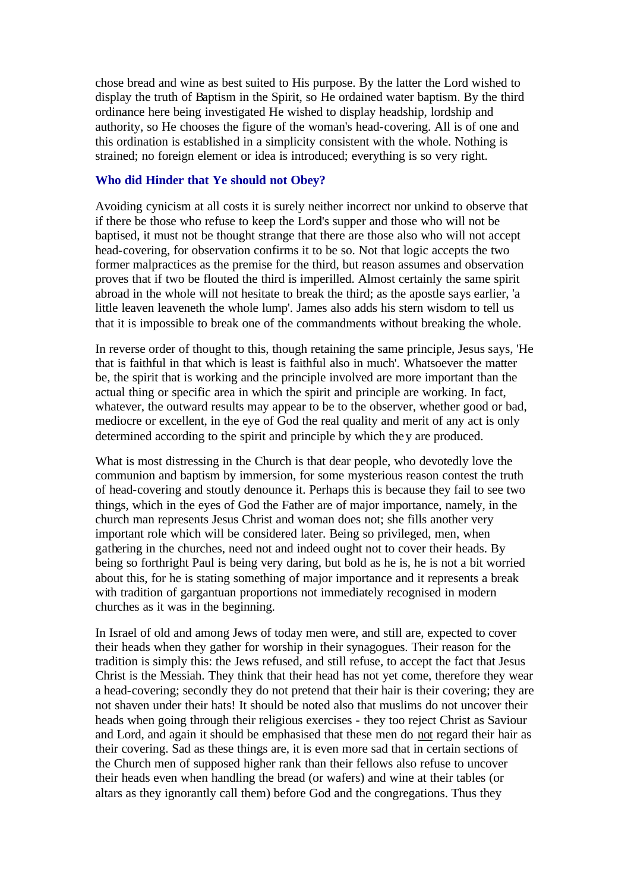chose bread and wine as best suited to His purpose. By the latter the Lord wished to display the truth of Baptism in the Spirit, so He ordained water baptism. By the third ordinance here being investigated He wished to display headship, lordship and authority, so He chooses the figure of the woman's head-covering. All is of one and this ordination is established in a simplicity consistent with the whole. Nothing is strained; no foreign element or idea is introduced; everything is so very right.

### Who did Hinder that Ye should not Obey?

Avoiding cynicism at all costs it is surely neither incorrect nor unkind to observe that if there be those who refuse to keep the Lord's supper and those who will not be baptised, it must not be thought strange that there are those also who will not accept head-covering, for observation confirms it to be so. Not that logic accepts the two former malpractices as the premise for the third, but reason assumes and observation proves that if two be flouted the third is imperilled. Almost certainly the same spirit abroad in the whole will not hesitate to break the third; as the apostle says earlier, 'a little leaven leaveneth the whole lump'. James also adds his stern wisdom to tell us that it is impossible to break one of the commandments without breaking the whole.

In reverse order of thought to this, though retaining the same principle, Jesus says, 'He that is faithful in that which is least is faithful also in much'. Whatsoever the matter be, the spirit that is working and the principle involved are more important than the actual thing or specific area in which the spirit and principle are working. In fact, whatever, the outward results may appear to be to the observer, whether good or bad, mediocre or excellent, in the eye of God the real quality and merit of any act is only determined according to the spirit and principle by which they are produced.

What is most distressing in the Church is that dear people, who devotedly love the communion and baptism by immersion, for some mysterious reason contest the truth of head-covering and stoutly denounce it. Perhaps this is because they fail to see two things, which in the eyes of God the Father are of major importance, namely, in the church man represents Jesus Christ and woman does not; she fills another very important role which will be considered later. Being so privileged, men, when gathering in the churches, need not and indeed ought not to cover their heads. By being so forthright Paul is being very daring, but bold as he is, he is not a bit worried about this, for he is stating something of major importance and it represents a break with tradition of gargantuan proportions not immediately recognised in modern churches as it was in the beginning.

In Israel of old and among Jews of today men were, and still are, expected to cover their heads when they gather for worship in their synagogues. Their reason for the tradition is simply this: the Jews refused, and still refuse, to accept the fact that Jesus Christ is the Messiah. They think that their head has not yet come, therefore they wear a head-covering; secondly they do not pretend that their hair is their covering; they are not shaven under their hats! It should be noted also that muslims do not uncover their heads when going through their religious exercises - they too reject Christ as Saviour and Lord, and again it should be emphasised that these men do <u>not</u> regard their hair as their covering. Sad as these things are, it is even more sad that in certain sections of the Church men of supposed higher rank than their fellows also refuse to uncover their heads even when handling the bread (or wafers) and wine at their tables (or altars as they ignorantly call them) before God and the congregations. Thus they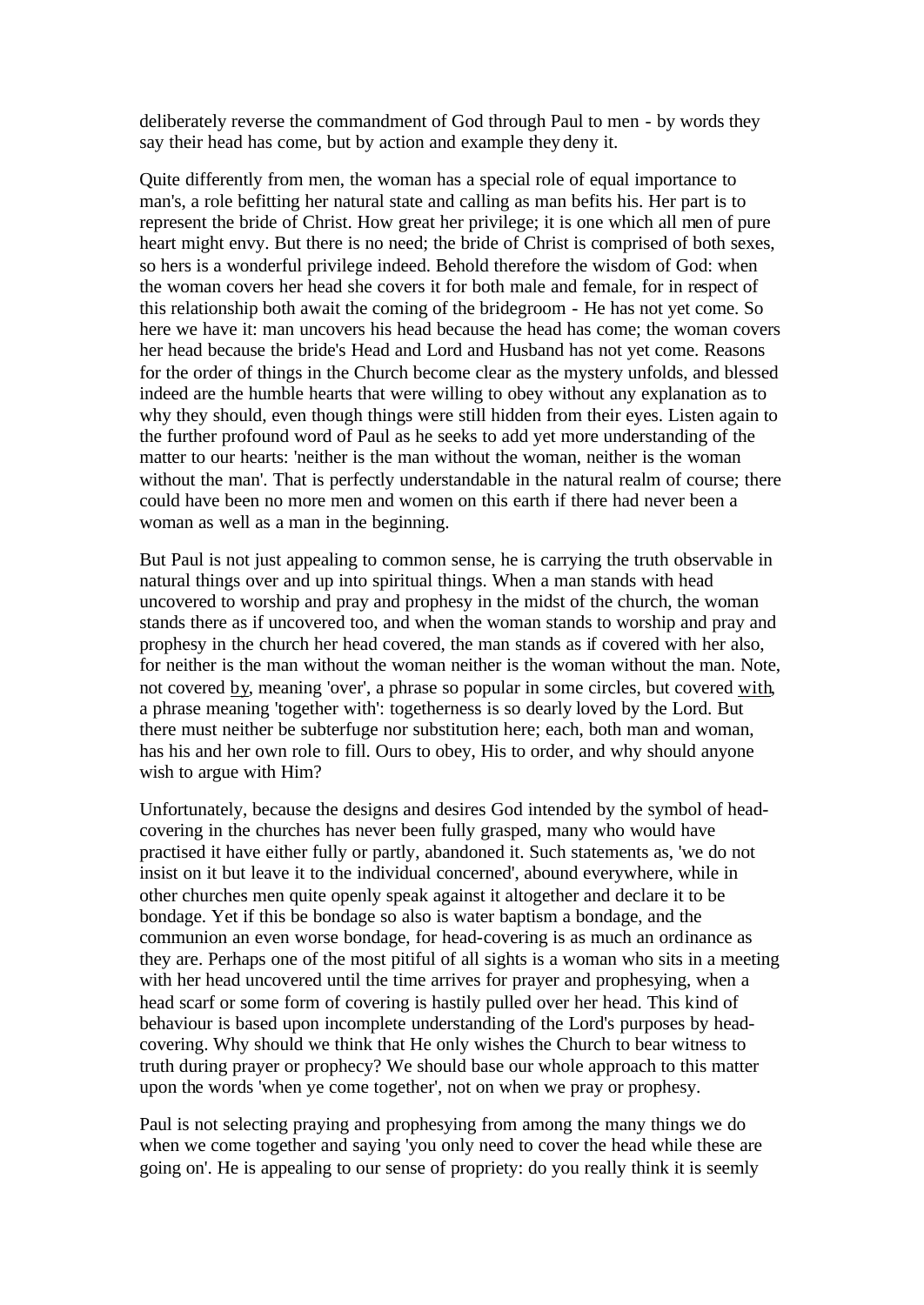deliberately reverse the commandment of God through Paul to men - by words they say their head has come, but by action and example they deny it.

Quite differently from men, the woman has a special role of equal importance to man's, a role befitting her natural state and calling as man befits his. Her part is to represent the bride of Christ. How great her privilege; it is one which all men of pure heart might envy. But there is no need; the bride of Christ is comprised of both sexes, so hers is a wonderful privilege indeed. Behold therefore the wisdom of God: when the woman covers her head she covers it for both male and female, for in respect of this relationship both await the coming of the bridegroom - He has not yet come. So here we have it: man uncovers his head because the head has come; the woman covers her head because the bride's Head and Lord and Husband has not yet come. Reasons for the order of things in the Church become clear as the mystery unfolds, and blessed indeed are the humble hearts that were willing to obey without any explanation as to why they should, even though things were still hidden from their eyes. Listen again to the further profound word of Paul as he seeks to add yet more understanding of the matter to our hearts: 'neither is the man without the woman, neither is the woman without the man'. That is perfectly understandable in the natural realm of course; there could have been no more men and women on this earth if there had never been a woman as well as a man in the beginning.

But Paul is not just appealing to common sense, he is carrying the truth observable in natural things over and up into spiritual things. When a man stands with head uncovered to worship and pray and prophesy in the midst of the church, the woman stands there as if uncovered too, and when the woman stands to worship and pray and prophesy in the church her head covered, the man stands as if covered with her also, for neither is the man without the woman neither is the woman without the man. Note, not covered by, meaning 'over', a phrase so popular in some circles, but covered with, a phrase meaning 'together with': togetherness is so dearly loved by the Lord. But there must neither be subterfuge nor substitution here; each, both man and woman, has his and her own role to fill. Ours to obey, His to order, and why should anyone wish to argue with Him?

Unfortunately, because the designs and desires God intended by the symbol of head-covering in the churches has never been fully grasped, many who would have practised it have either fully or partly, abandoned it. Such statements as, 'we do not insist on it but leave it to the individual concerned', abound everywhere, while in other churches men quite openly speak against it altogether and declare it to be bondage. Yet if this be bondage so also is water baptism a bondage, and the communion an even worse bondage, for head-covering is as much an ordinance as they are. Perhaps one of the most pitiful of all sights is a woman who sits in a meeting with her head uncovered until the time arrives for prayer and prophesying, when a head scarf or some form of covering is hastily pulled over her head. This kind of behaviour is based upon incomplete understanding of the Lord's purposes by head-covering. Why should we think that He only wishes the Church to bear witness to truth during prayer or prophecy? We should base our whole approach to this matter upon the words 'when ye come together', not on when we pray or prophesy.

Paul is not selecting praying and prophesying from among the many things we do when we come together and saying 'you only need to cover the head while these are going on'. He is appealing to our sense of propriety: do you really think it is seemly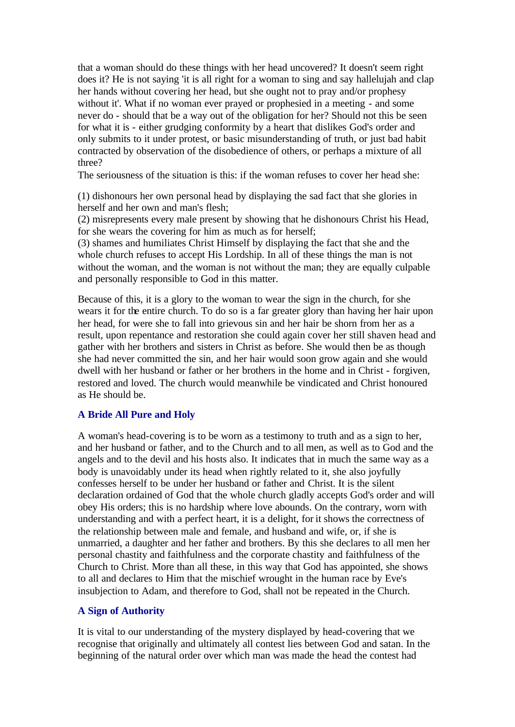that a woman should do these things with her head uncovered? It doesn't seem right does it? He is not saying 'it is all right for a woman to sing and say hallelujah and clap her hands without covering her head, but she ought not to pray and/or prophesy without it'. What if no woman ever prayed or prophesied in a meeting - and some never do - should that be a way out of the obligation for her? Should not this be seen for what it is - either grudging conformity by a heart that dislikes God's order and only submits to it under protest, or basic misunderstanding of truth, or just bad habit contracted by observation of the disobedience of others, or perhaps a mixture of all three?

The seriousness of the situation is this: if the woman refuses to cover her head she:

(1) dishonours her own personal head by displaying the sad fact that she glories in herself and her own and man's flesh;
(2) misrepresents every male present by showing that he dishonours Christ his Head, for she wears the covering for him as much as for herself;
(3) shames and humiliates Christ Himself by displaying the fact that she and the whole church refuses to accept His Lordship. In all of these things the man is not without the woman, and the woman is not without the man; they are equally culpable and personally responsible to God in this matter.

Because of this, it is a glory to the woman to wear the sign in the church, for she wears it for the entire church. To do so is a far greater glory than having her hair upon her head, for were she to fall into grievous sin and her hair be shorn from her as a result, upon repentance and restoration she could again cover her still shaven head and gather with her brothers and sisters in Christ as before. She would then be as though she had never committed the sin, and her hair would soon grow again and she would dwell with her husband or father or her brothers in the home and in Christ - forgiven, restored and loved. The church would meanwhile be vindicated and Christ honoured as He should be.

### A Bride All Pure and Holy

A woman's head-covering is to be worn as a testimony to truth and as a sign to her, and her husband or father, and to the Church and to all men, as well as to God and the angels and to the devil and his hosts also. It indicates that in much the same way as a body is unavoidably under its head when rightly related to it, she also joyfully confesses herself to be under her husband or father and Christ. It is the silent declaration ordained of God that the whole church gladly accepts God's order and will obey His orders; this is no hardship where love abounds. On the contrary, worn with understanding and with a perfect heart, it is a delight, for it shows the correctness of the relationship between male and female, and husband and wife, or, if she is unmarried, a daughter and her father and brothers. By this she declares to all men her personal chastity and faithfulness and the corporate chastity and faithfulness of the Church to Christ. More than all these, in this way that God has appointed, she shows to all and declares to Him that the mischief wrought in the human race by Eve's insubjection to Adam, and therefore to God, shall not be repeated in the Church.

### A Sign of Authority

It is vital to our understanding of the mystery displayed by head-covering that we recognise that originally and ultimately all contest lies between God and satan. In the beginning of the natural order over which man was made the head the contest had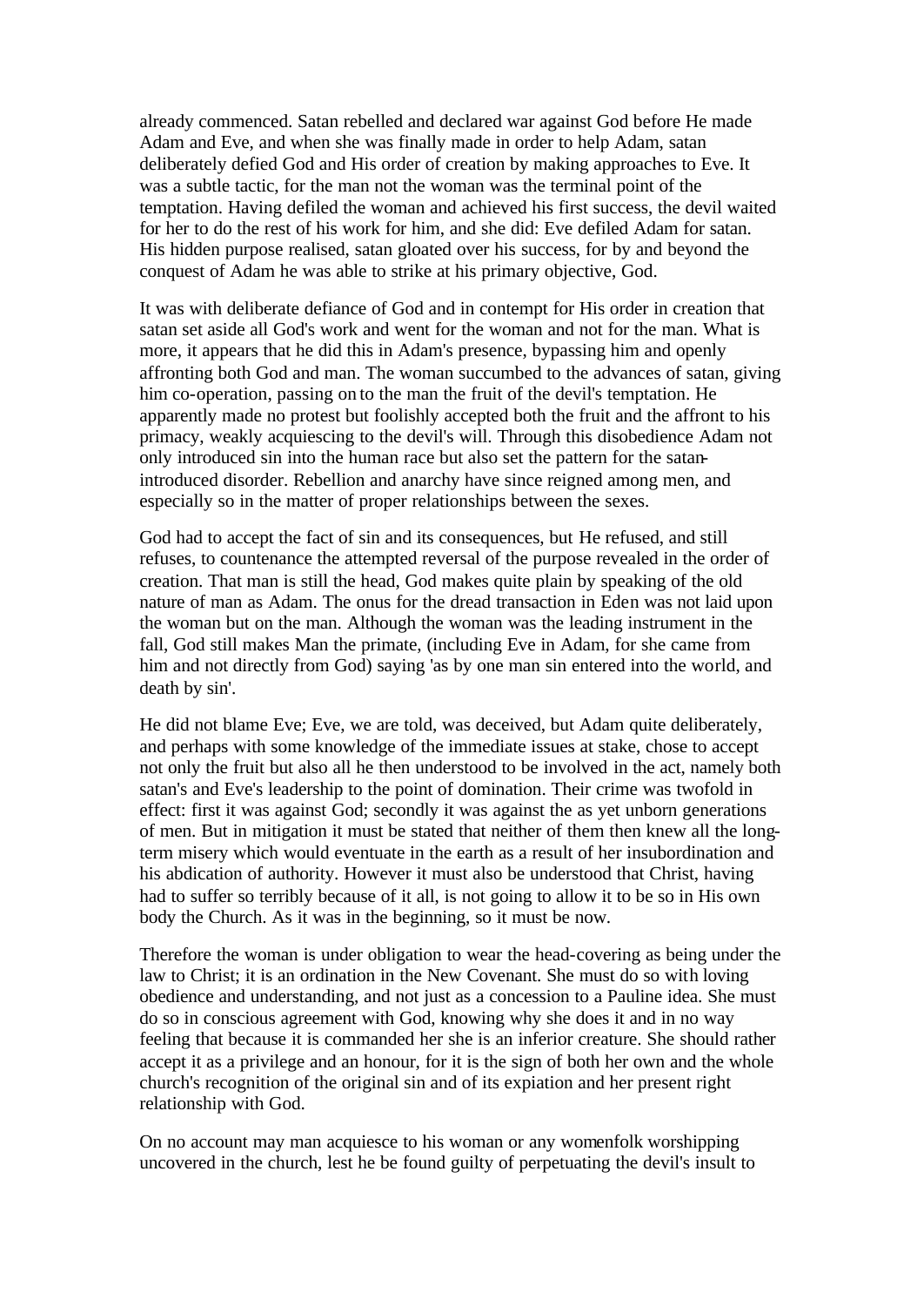already commenced. Satan rebelled and declared war against God before He made Adam and Eve, and when she was finally made in order to help Adam, satan deliberately defied God and His order of creation by making approaches to Eve. It was a subtle tactic, for the man not the woman was the terminal point of the temptation. Having defiled the woman and achieved his first success, the devil waited for her to do the rest of his work for him, and she did: Eve defiled Adam for satan. His hidden purpose realised, satan gloated over his success, for by and beyond the conquest of Adam he was able to strike at his primary objective, God.

It was with deliberate defiance of God and in contempt for His order in creation that satan set aside all God's work and went for the woman and not for the man. What is more, it appears that he did this in Adam's presence, bypassing him and openly affronting both God and man. The woman succumbed to the advances of satan, giving him co-operation, passing on to the man the fruit of the devil's temptation. He apparently made no protest but foolishly accepted both the fruit and the affront to his primacy, weakly acquiescing to the devil's will. Through this disobedience Adam not only introduced sin into the human race but also set the pattern for the satan-introduced disorder. Rebellion and anarchy have since reigned among men, and especially so in the matter of proper relationships between the sexes.

God had to accept the fact of sin and its consequences, but He refused, and still refuses, to countenance the attempted reversal of the purpose revealed in the order of creation. That man is still the head, God makes quite plain by speaking of the old nature of man as Adam. The onus for the dread transaction in Eden was not laid upon the woman but on the man. Although the woman was the leading instrument in the fall, God still makes Man the primate, (including Eve in Adam, for she came from him and not directly from God) saying 'as by one man sin entered into the world, and death by sin'.

He did not blame Eve; Eve, we are told, was deceived, but Adam quite deliberately, and perhaps with some knowledge of the immediate issues at stake, chose to accept not only the fruit but also all he then understood to be involved in the act, namely both satan's and Eve's leadership to the point of domination. Their crime was twofold in effect: first it was against God; secondly it was against the as yet unborn generations of men. But in mitigation it must be stated that neither of them then knew all the long-term misery which would eventuate in the earth as a result of her insubordination and his abdication of authority. However it must also be understood that Christ, having had to suffer so terribly because of it all, is not going to allow it to be so in His own body the Church. As it was in the beginning, so it must be now.

Therefore the woman is under obligation to wear the head-covering as being under the law to Christ; it is an ordination in the New Covenant. She must do so with loving obedience and understanding, and not just as a concession to a Pauline idea. She must do so in conscious agreement with God, knowing why she does it and in no way feeling that because it is commanded her she is an inferior creature. She should rather accept it as a privilege and an honour, for it is the sign of both her own and the whole church's recognition of the original sin and of its expiation and her present right relationship with God.

On no account may man acquiesce to his woman or any womenfolk worshipping uncovered in the church, lest he be found guilty of perpetuating the devil's insult to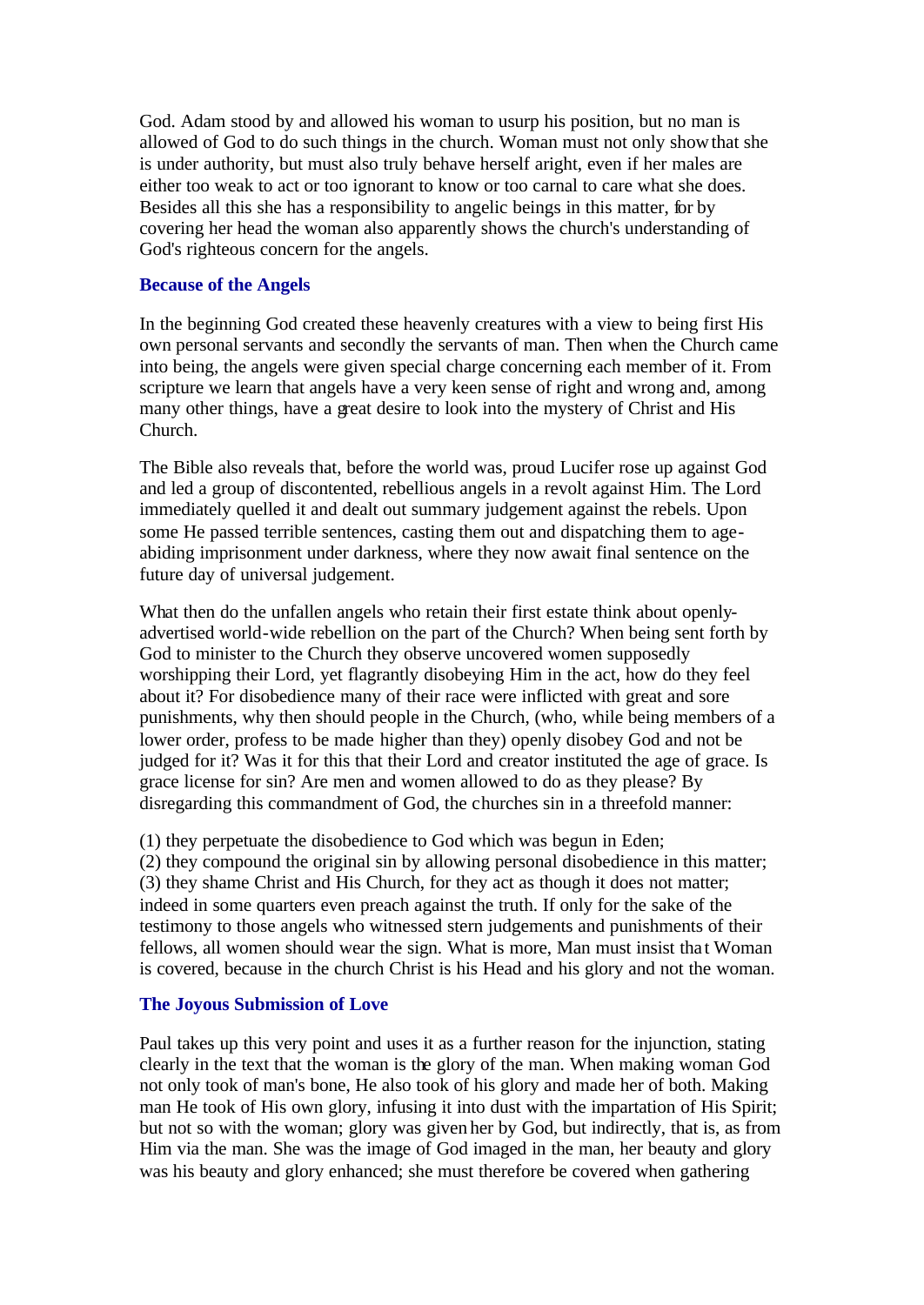God. Adam stood by and allowed his woman to usurp his position, but no man is allowed of God to do such things in the church. Woman must not only show that she is under authority, but must also truly behave herself aright, even if her males are either too weak to act or too ignorant to know or too carnal to care what she does. Besides all this she has a responsibility to angelic beings in this matter, for by covering her head the woman also apparently shows the church's understanding of God's righteous concern for the angels.

### Because of the Angels

In the beginning God created these heavenly creatures with a view to being first His own personal servants and secondly the servants of man. Then when the Church came into being, the angels were given special charge concerning each member of it. From scripture we learn that angels have a very keen sense of right and wrong and, among many other things, have a great desire to look into the mystery of Christ and His Church.

The Bible also reveals that, before the world was, proud Lucifer rose up against God and led a group of discontented, rebellious angels in a revolt against Him. The Lord immediately quelled it and dealt out summary judgement against the rebels. Upon some He passed terrible sentences, casting them out and dispatching them to age-abiding imprisonment under darkness, where they now await final sentence on the future day of universal judgement.

What then do the unfallen angels who retain their first estate think about openly-advertised world-wide rebellion on the part of the Church? When being sent forth by God to minister to the Church they observe uncovered women supposedly worshipping their Lord, yet flagrantly disobeying Him in the act, how do they feel about it? For disobedience many of their race were inflicted with great and sore punishments, why then should people in the Church, (who, while being members of a lower order, profess to be made higher than they) openly disobey God and not be judged for it? Was it for this that their Lord and creator instituted the age of grace. Is grace license for sin? Are men and women allowed to do as they please? By disregarding this commandment of God, the churches sin in a threefold manner:

(1) they perpetuate the disobedience to God which was begun in Eden;
(2) they compound the original sin by allowing personal disobedience in this matter;
(3) they shame Christ and His Church, for they act as though it does not matter; indeed in some quarters even preach against the truth. If only for the sake of the testimony to those angels who witnessed stern judgements and punishments of their fellows, all women should wear the sign. What is more, Man must insist that Woman is covered, because in the church Christ is his Head and his glory and not the woman.

### The Joyous Submission of Love

Paul takes up this very point and uses it as a further reason for the injunction, stating clearly in the text that the woman is the glory of the man. When making woman God not only took of man's bone, He also took of his glory and made her of both. Making man He took of His own glory, infusing it into dust with the impartation of His Spirit; but not so with the woman; glory was given her by God, but indirectly, that is, as from Him via the man. She was the image of God imaged in the man, her beauty and glory was his beauty and glory enhanced; she must therefore be covered when gathering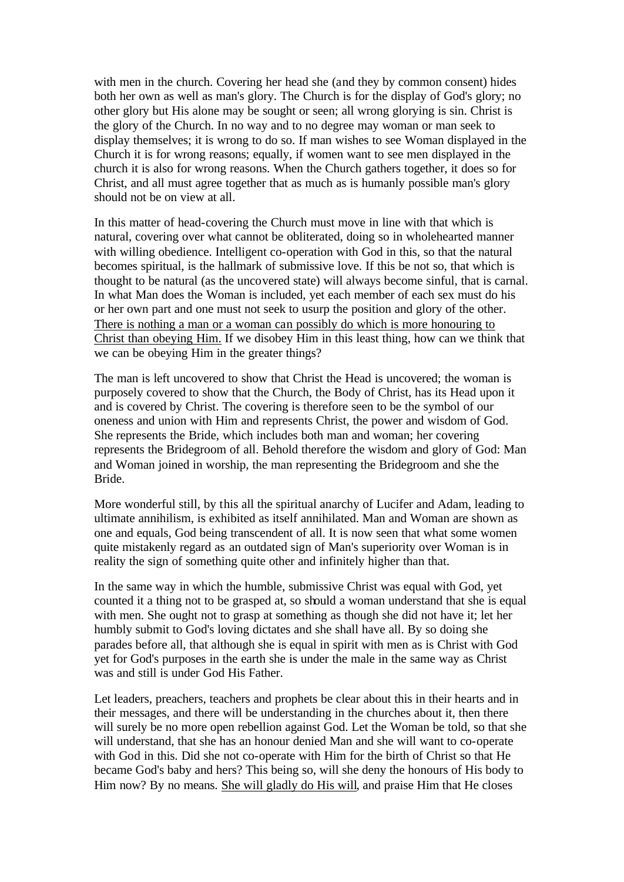with men in the church. Covering her head she (and they by common consent) hides both her own as well as man's glory. The Church is for the display of God's glory; no other glory but His alone may be sought or seen; all wrong glorying is sin. Christ is the glory of the Church. In no way and to no degree may woman or man seek to display themselves; it is wrong to do so. If man wishes to see Woman displayed in the Church it is for wrong reasons; equally, if women want to see men displayed in the church it is also for wrong reasons. When the Church gathers together, it does so for Christ, and all must agree together that as much as is humanly possible man's glory should not be on view at all.

In this matter of head-covering the Church must move in line with that which is natural, covering over what cannot be obliterated, doing so in wholehearted manner with willing obedience. Intelligent co-operation with God in this, so that the natural becomes spiritual, is the hallmark of submissive love. If this be not so, that which is thought to be natural (as the uncovered state) will always become sinful, that is carnal. In what Man does the Woman is included, yet each member of each sex must do his or her own part and one must not seek to usurp the position and glory of the other. <u>There is nothing a man or a woman can possibly do which is more honouring to Christ than obeying Him.</u> If we disobey Him in this least thing, how can we think that we can be obeying Him in the greater things?

The man is left uncovered to show that Christ the Head is uncovered; the woman is purposely covered to show that the Church, the Body of Christ, has its Head upon it and is covered by Christ. The covering is therefore seen to be the symbol of our oneness and union with Him and represents Christ, the power and wisdom of God. She represents the Bride, which includes both man and woman; her covering represents the Bridegroom of all. Behold therefore the wisdom and glory of God: Man and Woman joined in worship, the man representing the Bridegroom and she the Bride.

More wonderful still, by this all the spiritual anarchy of Lucifer and Adam, leading to ultimate annihilism, is exhibited as itself annihilated. Man and Woman are shown as one and equals, God being transcendent of all. It is now seen that what some women quite mistakenly regard as an outdated sign of Man's superiority over Woman is in reality the sign of something quite other and infinitely higher than that.

In the same way in which the humble, submissive Christ was equal with God, yet counted it a thing not to be grasped at, so should a woman understand that she is equal with men. She ought not to grasp at something as though she did not have it; let her humbly submit to God's loving dictates and she shall have all. By so doing she parades before all, that although she is equal in spirit with men as is Christ with God yet for God's purposes in the earth she is under the male in the same way as Christ was and still is under God His Father.

Let leaders, preachers, teachers and prophets be clear about this in their hearts and in their messages, and there will be understanding in the churches about it, then there will surely be no more open rebellion against God. Let the Woman be told, so that she will understand, that she has an honour denied Man and she will want to co-operate with God in this. Did she not co-operate with Him for the birth of Christ so that He became God's baby and hers? This being so, will she deny the honours of His body to Him now? By no means. <u>She will gladly do His will</u>, and praise Him that He closes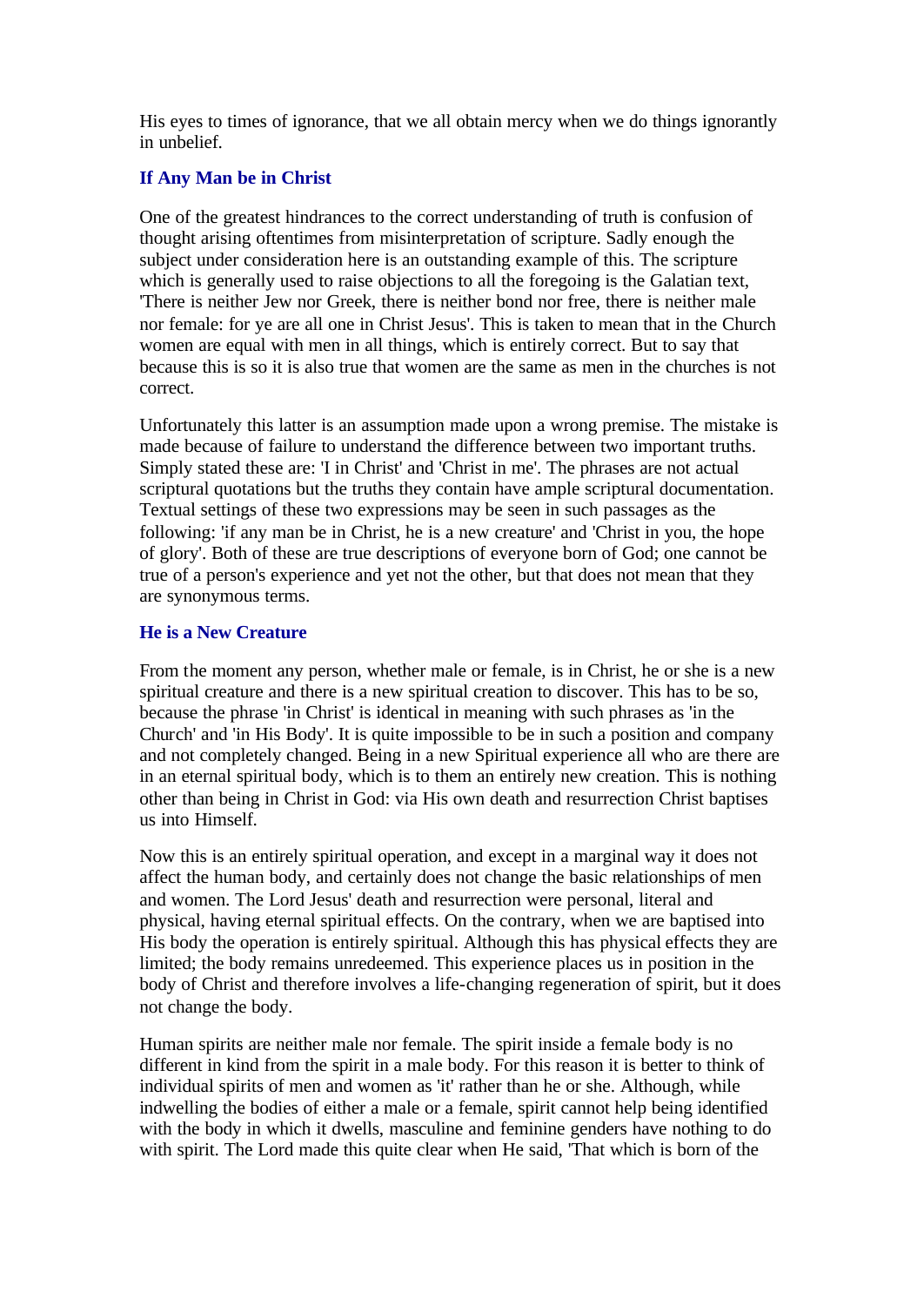His eyes to times of ignorance, that we all obtain mercy when we do things ignorantly in unbelief.

### If Any Man be in Christ

One of the greatest hindrances to the correct understanding of truth is confusion of thought arising oftentimes from misinterpretation of scripture. Sadly enough the subject under consideration here is an outstanding example of this. The scripture which is generally used to raise objections to all the foregoing is the Galatian text, 'There is neither Jew nor Greek, there is neither bond nor free, there is neither male nor female: for ye are all one in Christ Jesus'. This is taken to mean that in the Church women are equal with men in all things, which is entirely correct. But to say that because this is so it is also true that women are the same as men in the churches is not correct.

Unfortunately this latter is an assumption made upon a wrong premise. The mistake is made because of failure to understand the difference between two important truths. Simply stated these are: 'I in Christ' and 'Christ in me'. The phrases are not actual scriptural quotations but the truths they contain have ample scriptural documentation. Textual settings of these two expressions may be seen in such passages as the following: 'if any man be in Christ, he is a new creature' and 'Christ in you, the hope of glory'. Both of these are true descriptions of everyone born of God; one cannot be true of a person's experience and yet not the other, but that does not mean that they are synonymous terms.

### He is a New Creature

From the moment any person, whether male or female, is in Christ, he or she is a new spiritual creature and there is a new spiritual creation to discover. This has to be so, because the phrase 'in Christ' is identical in meaning with such phrases as 'in the Church' and 'in His Body'. It is quite impossible to be in such a position and company and not completely changed. Being in a new Spiritual experience all who are there are in an eternal spiritual body, which is to them an entirely new creation. This is nothing other than being in Christ in God: via His own death and resurrection Christ baptises us into Himself.

Now this is an entirely spiritual operation, and except in a marginal way it does not affect the human body, and certainly does not change the basic relationships of men and women. The Lord Jesus' death and resurrection were personal, literal and physical, having eternal spiritual effects. On the contrary, when we are baptised into His body the operation is entirely spiritual. Although this has physical effects they are limited; the body remains unredeemed. This experience places us in position in the body of Christ and therefore involves a life-changing regeneration of spirit, but it does not change the body.

Human spirits are neither male nor female. The spirit inside a female body is no different in kind from the spirit in a male body. For this reason it is better to think of individual spirits of men and women as 'it' rather than he or she. Although, while indwelling the bodies of either a male or a female, spirit cannot help being identified with the body in which it dwells, masculine and feminine genders have nothing to do with spirit. The Lord made this quite clear when He said, 'That which is born of the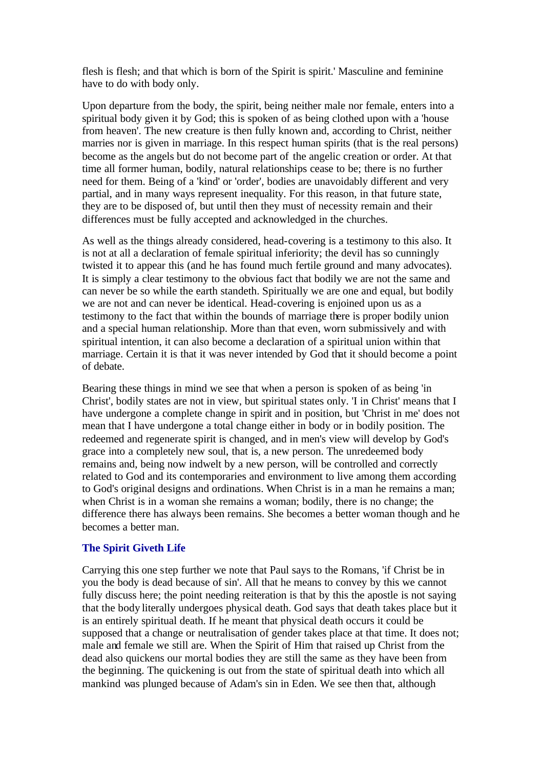flesh is flesh; and that which is born of the Spirit is spirit.' Masculine and feminine have to do with body only.

Upon departure from the body, the spirit, being neither male nor female, enters into a spiritual body given it by God; this is spoken of as being clothed upon with a 'house from heaven'. The new creature is then fully known and, according to Christ, neither marries nor is given in marriage. In this respect human spirits (that is the real persons) become as the angels but do not become part of the angelic creation or order. At that time all former human, bodily, natural relationships cease to be; there is no further need for them. Being of a 'kind' or 'order', bodies are unavoidably different and very partial, and in many ways represent inequality. For this reason, in that future state, they are to be disposed of, but until then they must of necessity remain and their differences must be fully accepted and acknowledged in the churches.

As well as the things already considered, head-covering is a testimony to this also. It is not at all a declaration of female spiritual inferiority; the devil has so cunningly twisted it to appear this (and he has found much fertile ground and many advocates). It is simply a clear testimony to the obvious fact that bodily we are not the same and can never be so while the earth standeth. Spiritually we are one and equal, but bodily we are not and can never be identical. Head-covering is enjoined upon us as a testimony to the fact that within the bounds of marriage there is proper bodily union and a special human relationship. More than that even, worn submissively and with spiritual intention, it can also become a declaration of a spiritual union within that marriage. Certain it is that it was never intended by God that it should become a point of debate.

Bearing these things in mind we see that when a person is spoken of as being 'in Christ', bodily states are not in view, but spiritual states only. 'I in Christ' means that I have undergone a complete change in spirit and in position, but 'Christ in me' does not mean that I have undergone a total change either in body or in bodily position. The redeemed and regenerate spirit is changed, and in men's view will develop by God's grace into a completely new soul, that is, a new person. The unredeemed body remains and, being now indwelt by a new person, will be controlled and correctly related to God and its contemporaries and environment to live among them according to God's original designs and ordinations. When Christ is in a man he remains a man; when Christ is in a woman she remains a woman; bodily, there is no change; the difference there has always been remains. She becomes a better woman though and he becomes a better man.

### The Spirit Giveth Life

Carrying this one step further we note that Paul says to the Romans, 'if Christ be in you the body is dead because of sin'. All that he means to convey by this we cannot fully discuss here; the point needing reiteration is that by this the apostle is not saying that the body literally undergoes physical death. God says that death takes place but it is an entirely spiritual death. If he meant that physical death occurs it could be supposed that a change or neutralisation of gender takes place at that time. It does not; male and female we still are. When the Spirit of Him that raised up Christ from the dead also quickens our mortal bodies they are still the same as they have been from the beginning. The quickening is out from the state of spiritual death into which all mankind was plunged because of Adam's sin in Eden. We see then that, although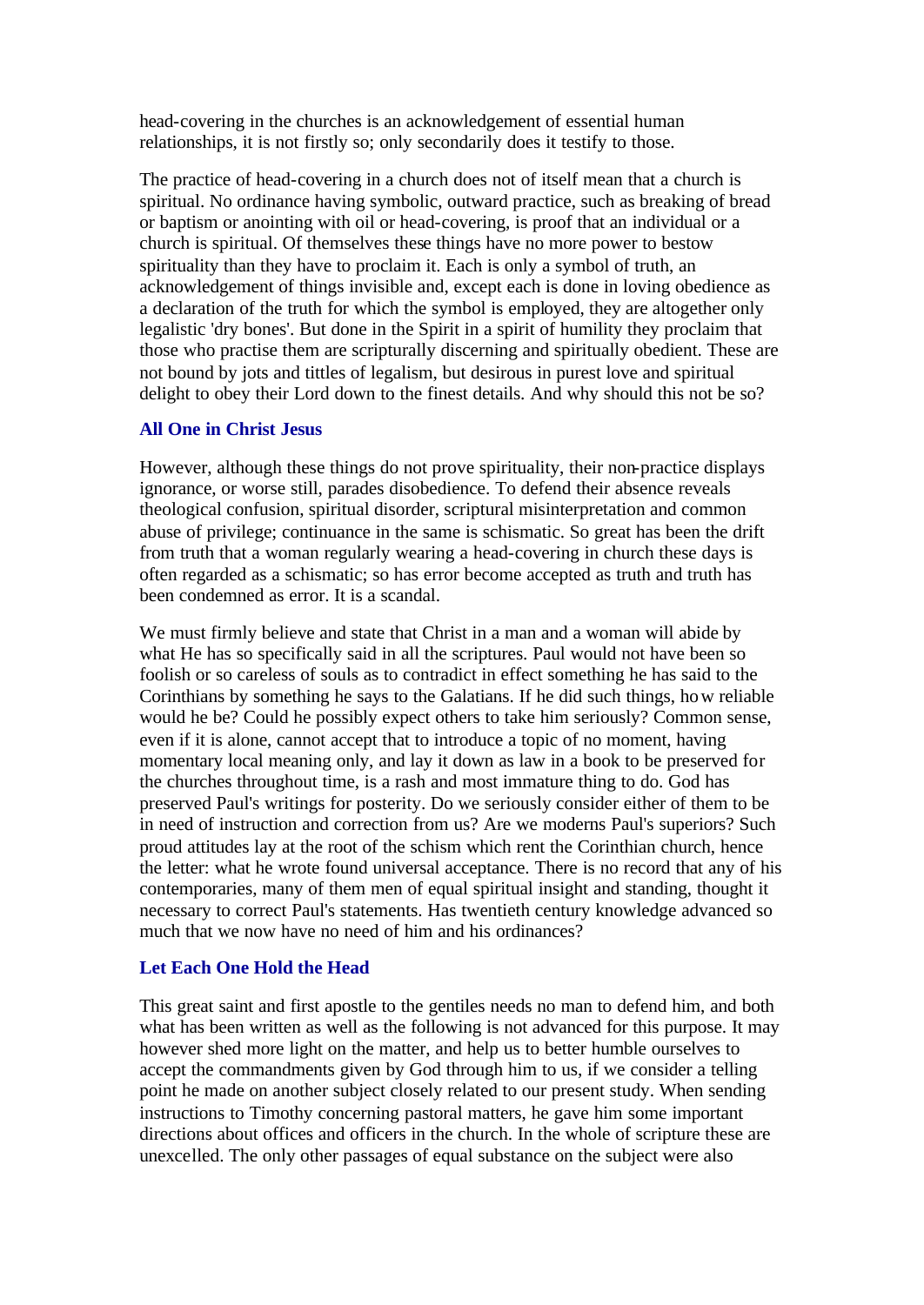head-covering in the churches is an acknowledgement of essential human relationships, it is not firstly so; only secondarily does it testify to those.

The practice of head-covering in a church does not of itself mean that a church is spiritual. No ordinance having symbolic, outward practice, such as breaking of bread or baptism or anointing with oil or head-covering, is proof that an individual or a church is spiritual. Of themselves these things have no more power to bestow spirituality than they have to proclaim it. Each is only a symbol of truth, an acknowledgement of things invisible and, except each is done in loving obedience as a declaration of the truth for which the symbol is employed, they are altogether only legalistic 'dry bones'. But done in the Spirit in a spirit of humility they proclaim that those who practise them are scripturally discerning and spiritually obedient. These are not bound by jots and tittles of legalism, but desirous in purest love and spiritual delight to obey their Lord down to the finest details. And why should this not be so?

### All One in Christ Jesus

However, although these things do not prove spirituality, their non-practice displays ignorance, or worse still, parades disobedience. To defend their absence reveals theological confusion, spiritual disorder, scriptural misinterpretation and common abuse of privilege; continuance in the same is schismatic. So great has been the drift from truth that a woman regularly wearing a head-covering in church these days is often regarded as a schismatic; so has error become accepted as truth and truth has been condemned as error. It is a scandal.

We must firmly believe and state that Christ in a man and a woman will abide by what He has so specifically said in all the scriptures. Paul would not have been so foolish or so careless of souls as to contradict in effect something he has said to the Corinthians by something he says to the Galatians. If he did such things, how reliable would he be? Could he possibly expect others to take him seriously? Common sense, even if it is alone, cannot accept that to introduce a topic of no moment, having momentary local meaning only, and lay it down as law in a book to be preserved for the churches throughout time, is a rash and most immature thing to do. God has preserved Paul's writings for posterity. Do we seriously consider either of them to be in need of instruction and correction from us? Are we moderns Paul's superiors? Such proud attitudes lay at the root of the schism which rent the Corinthian church, hence the letter: what he wrote found universal acceptance. There is no record that any of his contemporaries, many of them men of equal spiritual insight and standing, thought it necessary to correct Paul's statements. Has twentieth century knowledge advanced so much that we now have no need of him and his ordinances?

### Let Each One Hold the Head

This great saint and first apostle to the gentiles needs no man to defend him, and both what has been written as well as the following is not advanced for this purpose. It may however shed more light on the matter, and help us to better humble ourselves to accept the commandments given by God through him to us, if we consider a telling point he made on another subject closely related to our present study. When sending instructions to Timothy concerning pastoral matters, he gave him some important directions about offices and officers in the church. In the whole of scripture these are unexcelled. The only other passages of equal substance on the subject were also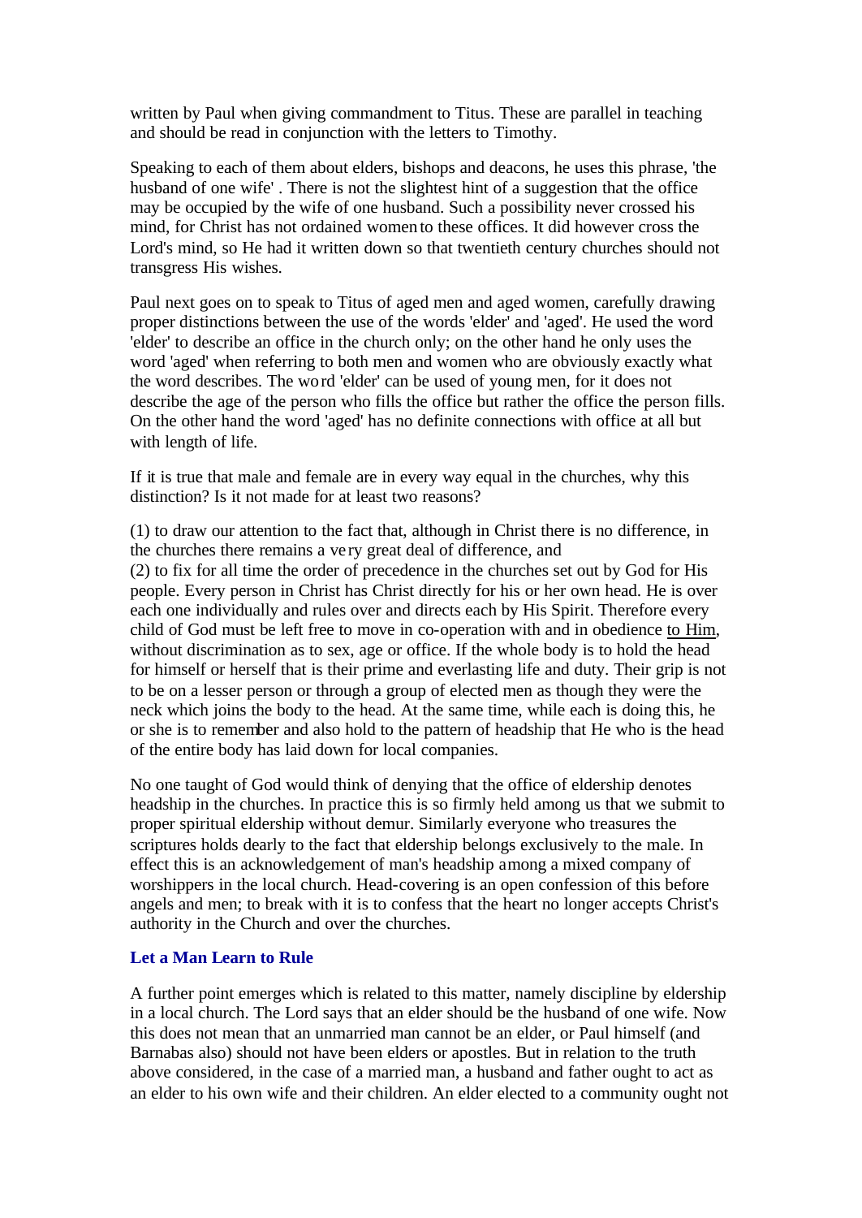written by Paul when giving commandment to Titus. These are parallel in teaching and should be read in conjunction with the letters to Timothy.

Speaking to each of them about elders, bishops and deacons, he uses this phrase, 'the husband of one wife' . There is not the slightest hint of a suggestion that the office may be occupied by the wife of one husband. Such a possibility never crossed his mind, for Christ has not ordained women to these offices. It did however cross the Lord's mind, so He had it written down so that twentieth century churches should not transgress His wishes.

Paul next goes on to speak to Titus of aged men and aged women, carefully drawing proper distinctions between the use of the words 'elder' and 'aged'. He used the word 'elder' to describe an office in the church only; on the other hand he only uses the word 'aged' when referring to both men and women who are obviously exactly what the word describes. The word 'elder' can be used of young men, for it does not describe the age of the person who fills the office but rather the office the person fills. On the other hand the word 'aged' has no definite connections with office at all but with length of life.

If it is true that male and female are in every way equal in the churches, why this distinction? Is it not made for at least two reasons?

(1) to draw our attention to the fact that, although in Christ there is no difference, in the churches there remains a very great deal of difference, and
(2) to fix for all time the order of precedence in the churches set out by God for His people. Every person in Christ has Christ directly for his or her own head. He is over each one individually and rules over and directs each by His Spirit. Therefore every child of God must be left free to move in co-operation with and in obedience to Him, without discrimination as to sex, age or office. If the whole body is to hold the head for himself or herself that is their prime and everlasting life and duty. Their grip is not to be on a lesser person or through a group of elected men as though they were the neck which joins the body to the head. At the same time, while each is doing this, he or she is to remember and also hold to the pattern of headship that He who is the head of the entire body has laid down for local companies.

No one taught of God would think of denying that the office of eldership denotes headship in the churches. In practice this is so firmly held among us that we submit to proper spiritual eldership without demur. Similarly everyone who treasures the scriptures holds dearly to the fact that eldership belongs exclusively to the male. In effect this is an acknowledgement of man's headship among a mixed company of worshippers in the local church. Head-covering is an open confession of this before angels and men; to break with it is to confess that the heart no longer accepts Christ's authority in the Church and over the churches.

### Let a Man Learn to Rule

A further point emerges which is related to this matter, namely discipline by eldership in a local church. The Lord says that an elder should be the husband of one wife. Now this does not mean that an unmarried man cannot be an elder, or Paul himself (and Barnabas also) should not have been elders or apostles. But in relation to the truth above considered, in the case of a married man, a husband and father ought to act as an elder to his own wife and their children. An elder elected to a community ought not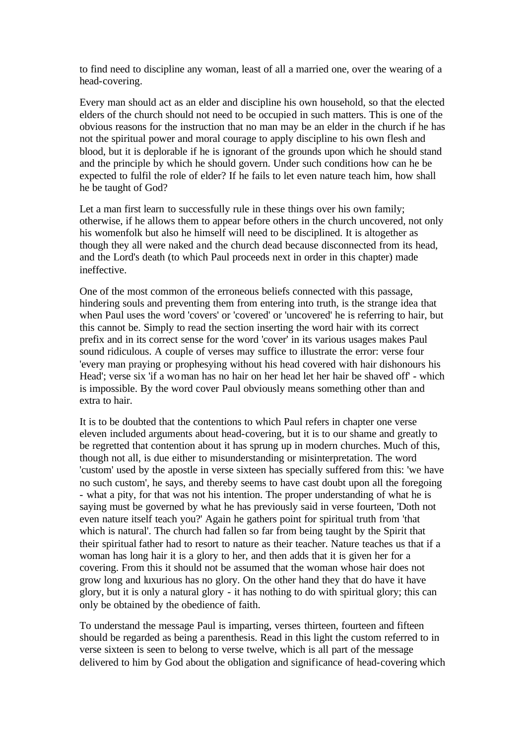to find need to discipline any woman, least of all a married one, over the wearing of a head-covering.

Every man should act as an elder and discipline his own household, so that the elected elders of the church should not need to be occupied in such matters. This is one of the obvious reasons for the instruction that no man may be an elder in the church if he has not the spiritual power and moral courage to apply discipline to his own flesh and blood, but it is deplorable if he is ignorant of the grounds upon which he should stand and the principle by which he should govern. Under such conditions how can he be expected to fulfil the role of elder? If he fails to let even nature teach him, how shall he be taught of God?

Let a man first learn to successfully rule in these things over his own family; otherwise, if he allows them to appear before others in the church uncovered, not only his womenfolk but also he himself will need to be disciplined. It is altogether as though they all were naked and the church dead because disconnected from its head, and the Lord's death (to which Paul proceeds next in order in this chapter) made ineffective.

One of the most common of the erroneous beliefs connected with this passage, hindering souls and preventing them from entering into truth, is the strange idea that when Paul uses the word 'covers' or 'covered' or 'uncovered' he is referring to hair, but this cannot be. Simply to read the section inserting the word hair with its correct prefix and in its correct sense for the word 'cover' in its various usages makes Paul sound ridiculous. A couple of verses may suffice to illustrate the error: verse four 'every man praying or prophesying without his head covered with hair dishonours his Head'; verse six 'if a woman has no hair on her head let her hair be shaved off' - which is impossible. By the word cover Paul obviously means something other than and extra to hair.

It is to be doubted that the contentions to which Paul refers in chapter one verse eleven included arguments about head-covering, but it is to our shame and greatly to be regretted that contention about it has sprung up in modern churches. Much of this, though not all, is due either to misunderstanding or misinterpretation. The word 'custom' used by the apostle in verse sixteen has specially suffered from this: 'we have no such custom', he says, and thereby seems to have cast doubt upon all the foregoing - what a pity, for that was not his intention. The proper understanding of what he is saying must be governed by what he has previously said in verse fourteen, 'Doth not even nature itself teach you?' Again he gathers point for spiritual truth from 'that which is natural'. The church had fallen so far from being taught by the Spirit that their spiritual father had to resort to nature as their teacher. Nature teaches us that if a woman has long hair it is a glory to her, and then adds that it is given her for a covering. From this it should not be assumed that the woman whose hair does not grow long and luxurious has no glory. On the other hand they that do have it have glory, but it is only a natural glory - it has nothing to do with spiritual glory; this can only be obtained by the obedience of faith.

To understand the message Paul is imparting, verses thirteen, fourteen and fifteen should be regarded as being a parenthesis. Read in this light the custom referred to in verse sixteen is seen to belong to verse twelve, which is all part of the message delivered to him by God about the obligation and significance of head-covering which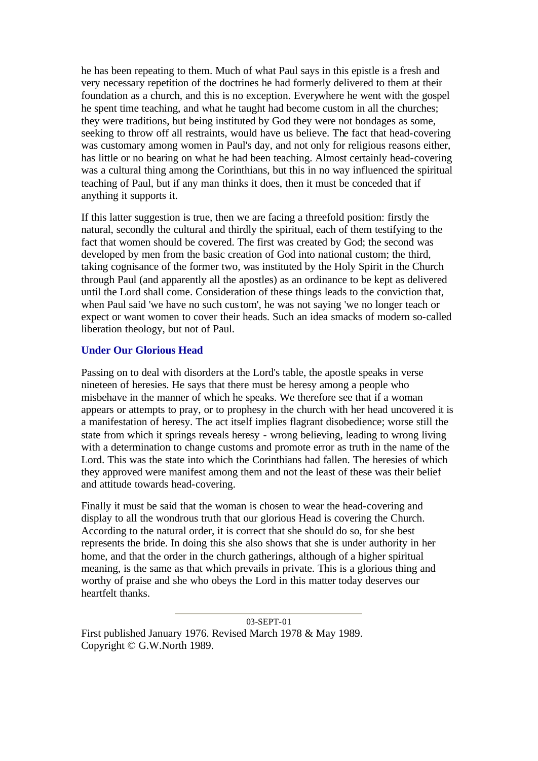he has been repeating to them. Much of what Paul says in this epistle is a fresh and very necessary repetition of the doctrines he had formerly delivered to them at their foundation as a church, and this is no exception. Everywhere he went with the gospel he spent time teaching, and what he taught had become custom in all the churches; they were traditions, but being instituted by God they were not bondages as some, seeking to throw off all restraints, would have us believe. The fact that head-covering was customary among women in Paul's day, and not only for religious reasons either, has little or no bearing on what he had been teaching. Almost certainly head-covering was a cultural thing among the Corinthians, but this in no way influenced the spiritual teaching of Paul, but if any man thinks it does, then it must be conceded that if anything it supports it.

If this latter suggestion is true, then we are facing a threefold position: firstly the natural, secondly the cultural and thirdly the spiritual, each of them testifying to the fact that women should be covered. The first was created by God; the second was developed by men from the basic creation of God into national custom; the third, taking cognisance of the former two, was instituted by the Holy Spirit in the Church through Paul (and apparently all the apostles) as an ordinance to be kept as delivered until the Lord shall come. Consideration of these things leads to the conviction that, when Paul said 'we have no such custom', he was not saying 'we no longer teach or expect or want women to cover their heads. Such an idea smacks of modern so-called liberation theology, but not of Paul.

### Under Our Glorious Head

Passing on to deal with disorders at the Lord's table, the apostle speaks in verse nineteen of heresies. He says that there must be heresy among a people who misbehave in the manner of which he speaks. We therefore see that if a woman appears or attempts to pray, or to prophesy in the church with her head uncovered it is a manifestation of heresy. The act itself implies flagrant disobedience; worse still the state from which it springs reveals heresy - wrong believing, leading to wrong living with a determination to change customs and promote error as truth in the name of the Lord. This was the state into which the Corinthians had fallen. The heresies of which they approved were manifest among them and not the least of these was their belief and attitude towards head-covering.

Finally it must be said that the woman is chosen to wear the head-covering and display to all the wondrous truth that our glorious Head is covering the Church. According to the natural order, it is correct that she should do so, for she best represents the bride. In doing this she also shows that she is under authority in her home, and that the order in the church gatherings, although of a higher spiritual meaning, is the same as that which prevails in private. This is a glorious thing and worthy of praise and she who obeys the Lord in this matter today deserves our heartfelt thanks.

---

03-SEPT-01

First published January 1976. Revised March 1978 & May 1989.
Copyright © G.W.North 1989.